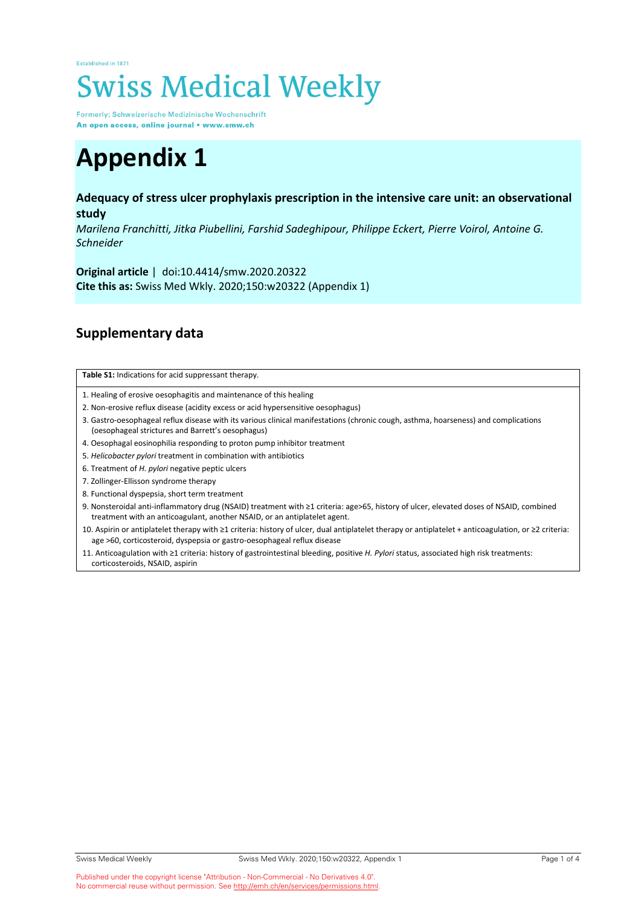Established in 1871

# Swiss Medical Weekly

Formerly: Schweizerische Medizinische Wochenschrift
**An open access, online journal • www.smw.ch**

# Appendix 1

**Adequacy of stress ulcer prophylaxis prescription in the intensive care unit: an observational study**

*Marilena Franchitti, Jitka Piubellini, Farshid Sadeghipour, Philippe Eckert, Pierre Voirol, Antoine G. Schneider*

**Original article** | doi:10.4414/smw.2020.20322
**Cite this as:** Swiss Med Wkly. 2020;150:w20322 (Appendix 1)

## Supplementary data

**Table S1:** Indications for acid suppressant therapy.

1. Healing of erosive oesophagitis and maintenance of this healing
2. Non-erosive reflux disease (acidity excess or acid hypersensitive oesophagus)
3. Gastro-oesophageal reflux disease with its various clinical manifestations (chronic cough, asthma, hoarseness) and complications (oesophageal strictures and Barrett's oesophagus)
4. Oesophagal eosinophilia responding to proton pump inhibitor treatment
5. *Helicobacter pylori* treatment in combination with antibiotics
6. Treatment of *H. pylori* negative peptic ulcers
7. Zollinger-Ellisson syndrome therapy
8. Functional dyspepsia, short term treatment
9. Nonsteroidal anti-inflammatory drug (NSAID) treatment with ≥1 criteria: age>65, history of ulcer, elevated doses of NSAID, combined treatment with an anticoagulant, another NSAID, or an antiplatelet agent.
10. Aspirin or antiplatelet therapy with ≥1 criteria: history of ulcer, dual antiplatelet therapy or antiplatelet + anticoagulation, or ≥2 criteria: age >60, corticosteroid, dyspepsia or gastro-oesophageal reflux disease
11. Anticoagulation with ≥1 criteria: history of gastrointestinal bleeding, positive *H. Pylori* status, associated high risk treatments: corticosteroids, NSAID, aspirin

Published under the copyright license "Attribution - Non-Commercial - No Derivatives 4.0".
No commercial reuse without permission. See http://emh.ch/en/services/permissions.html.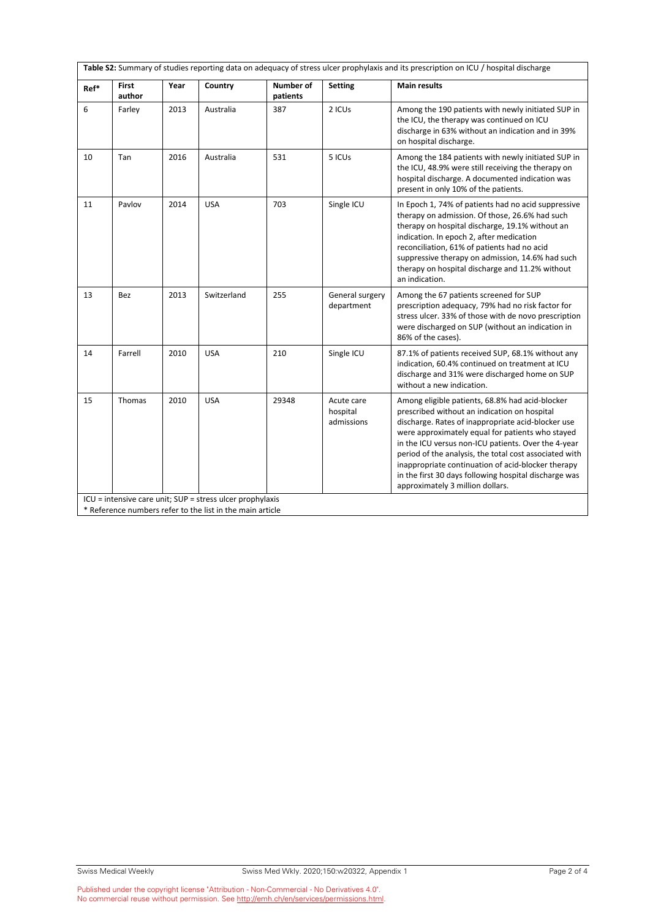**Table S2:** Summary of studies reporting data on adequacy of stress ulcer prophylaxis and its prescription on ICU / hospital discharge

| Ref* | First author | Year | Country | Number of patients | Setting | Main results |
|---|---|---|---|---|---|---|
| 6 | Farley | 2013 | Australia | 387 | 2 ICUs | Among the 190 patients with newly initiated SUP in the ICU, the therapy was continued on ICU discharge in 63% without an indication and in 39% on hospital discharge. |
| 10 | Tan | 2016 | Australia | 531 | 5 ICUs | Among the 184 patients with newly initiated SUP in the ICU, 48.9% were still receiving the therapy on hospital discharge. A documented indication was present in only 10% of the patients. |
| 11 | Pavlov | 2014 | USA | 703 | Single ICU | In Epoch 1, 74% of patients had no acid suppressive therapy on admission. Of those, 26.6% had such therapy on hospital discharge, 19.1% without an indication. In epoch 2, after medication reconciliation, 61% of patients had no acid suppressive therapy on admission, 14.6% had such therapy on hospital discharge and 11.2% without an indication. |
| 13 | Bez | 2013 | Switzerland | 255 | General surgery department | Among the 67 patients screened for SUP prescription adequacy, 79% had no risk factor for stress ulcer. 33% of those with de novo prescription were discharged on SUP (without an indication in 86% of the cases). |
| 14 | Farrell | 2010 | USA | 210 | Single ICU | 87.1% of patients received SUP, 68.1% without any indication, 60.4% continued on treatment at ICU discharge and 31% were discharged home on SUP without a new indication. |
| 15 | Thomas | 2010 | USA | 29348 | Acute care hospital admissions | Among eligible patients, 68.8% had acid-blocker prescribed without an indication on hospital discharge. Rates of inappropriate acid-blocker use were approximately equal for patients who stayed in the ICU versus non-ICU patients. Over the 4-year period of the analysis, the total cost associated with inappropriate continuation of acid-blocker therapy in the first 30 days following hospital discharge was approximately 3 million dollars. |

ICU = intensive care unit; SUP = stress ulcer prophylaxis
* Reference numbers refer to the list in the main article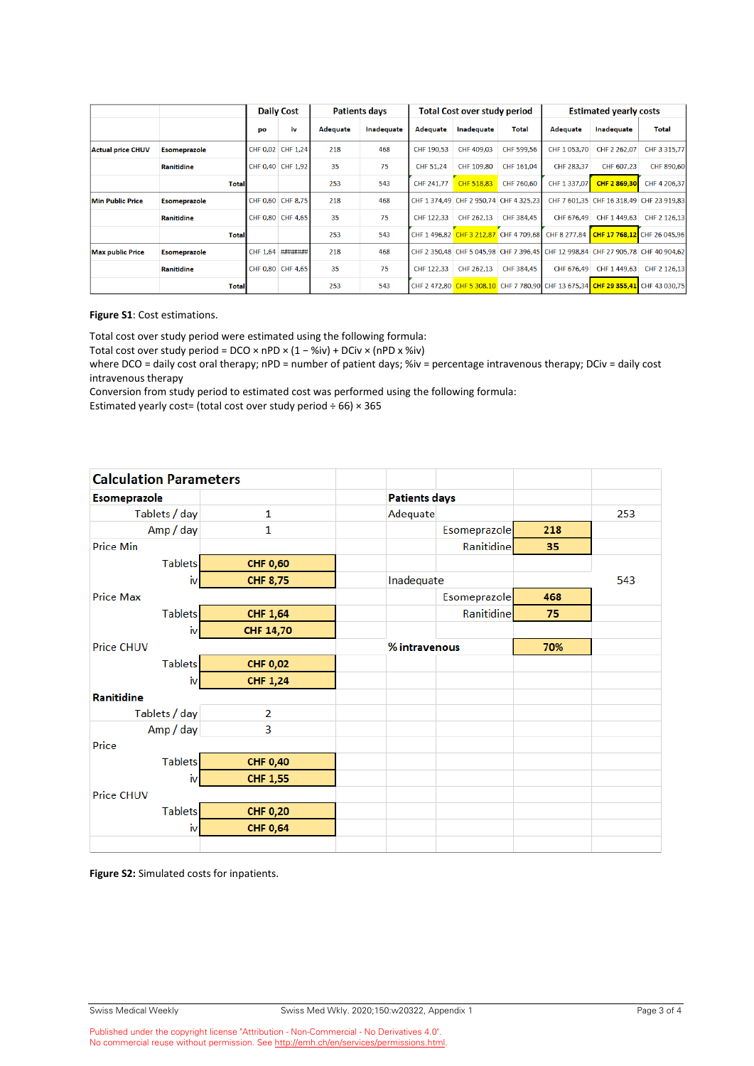| | | Daily Cost | | Patients days | | Total Cost over study period | | | Estimated yearly costs | | |
|---|---|---|---|---|---|---|---|---|---|---|---|
| | | po | iv | Adequate | Inadequate | Adequate | Inadequate | Total | Adequate | Inadequate | Total |
| Actual price CHUV | Esomeprazole | CHF 0,02 | CHF 1,24 | 218 | 468 | CHF 190,53 | CHF 409,03 | CHF 599,56 | CHF 1 053,70 | CHF 2 262,07 | CHF 3 315,77 |
| | Ranitidine | CHF 0,40 | CHF 1,92 | 35 | 75 | CHF 51,24 | CHF 109,80 | CHF 161,04 | CHF 283,37 | CHF 607,23 | CHF 890,60 |
| | Total | | | 253 | 543 | CHF 241,77 | CHF 518,83 | CHF 760,60 | CHF 1 337,07 | **CHF 2 869,30** | CHF 4 206,37 |
| Min Public Price | Esomeprazole | CHF 0,60 | CHF 8,75 | 218 | 468 | CHF 1 374,49 | CHF 2 950,74 | CHF 4 325,23 | CHF 7 601,35 | CHF 16 318,49 | CHF 23 919,83 |
| | Ranitidine | CHF 0,80 | CHF 4,65 | 35 | 75 | CHF 122,33 | CHF 262,13 | CHF 384,45 | CHF 676,49 | CHF 1 449,63 | CHF 2 126,13 |
| | Total | | | 253 | 543 | CHF 1 496,82 | CHF 3 212,87 | CHF 4 709,68 | CHF 8 277,84 | **CHF 17 768,12** | CHF 26 045,96 |
| Max public Price | Esomeprazole | CHF 1,64 | ######## | 218 | 468 | CHF 2 350,48 | CHF 5 045,98 | CHF 7 396,45 | CHF 12 998,84 | CHF 27 905,78 | CHF 40 904,62 |
| | Ranitidine | CHF 0,80 | CHF 4,65 | 35 | 75 | CHF 122,33 | CHF 262,13 | CHF 384,45 | CHF 676,49 | CHF 1 449,63 | CHF 2 126,13 |
| | Total | | | 253 | 543 | CHF 2 472,80 | CHF 5 308,10 | CHF 7 780,90 | CHF 13 675,34 | **CHF 29 355,41** | CHF 43 030,75 |

**Figure S1**: Cost estimations.

Total cost over study period were estimated using the following formula:
Total cost over study period = DCO × nPD × (1 − %iv) + DCiv × (nPD x %iv)
where DCO = daily cost oral therapy; nPD = number of patient days; %iv = percentage intravenous therapy; DCiv = daily cost intravenous therapy
Conversion from study period to estimated cost was performed using the following formula:
Estimated yearly cost= (total cost over study period ÷ 66) × 365

| Calculation Parameters | | | | |
|---|---|---|---|---|
| **Esomeprazole** | | **Patients days** | | |
| Tablets / day | 1 | Adequate | | 253 |
| Amp / day | 1 | Esomeprazole | **218** | |
| Price Min | | Ranitidine | **35** | |
| Tablets | **CHF 0,60** | | | |
| iv | **CHF 8,75** | Inadequate | | 543 |
| Price Max | | Esomeprazole | **468** | |
| Tablets | **CHF 1,64** | Ranitidine | **75** | |
| iv | **CHF 14,70** | | | |
| Price CHUV | | **% intravenous** | **70%** | |
| Tablets | **CHF 0,02** | | | |
| iv | **CHF 1,24** | | | |
| **Ranitidine** | | | | |
| Tablets / day | 2 | | | |
| Amp / day | 3 | | | |
| Price | | | | |
| Tablets | **CHF 0,40** | | | |
| iv | **CHF 1,55** | | | |
| Price CHUV | | | | |
| Tablets | **CHF 0,20** | | | |
| iv | **CHF 0,64** | | | |

**Figure S2:** Simulated costs for inpatients.

Published under the copyright license "Attribution - Non-Commercial - No Derivatives 4.0".
No commercial reuse without permission. See http://emh.ch/en/services/permissions.html.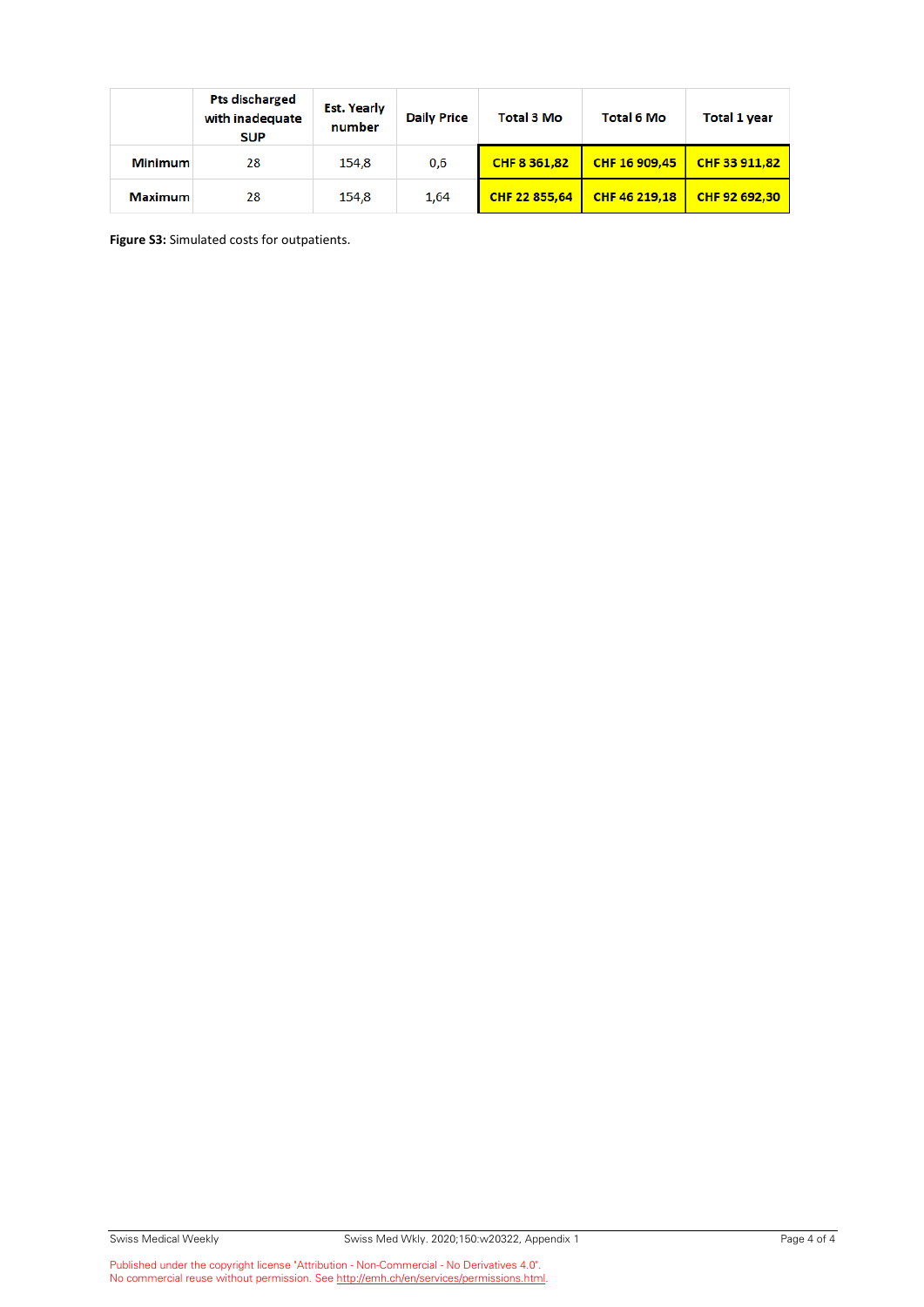| | Pts discharged with inadequate SUP | Est. Yearly number | Daily Price | Total 3 Mo | Total 6 Mo | Total 1 year |
|---|---|---|---|---|---|---|
| **Minimum** | 28 | 154,8 | 0,6 | **CHF 8 361,82** | **CHF 16 909,45** | **CHF 33 911,82** |
| **Maximum** | 28 | 154,8 | 1,64 | **CHF 22 855,64** | **CHF 46 219,18** | **CHF 92 692,30** |

**Figure S3:** Simulated costs for outpatients.

Published under the copyright license "Attribution - Non-Commercial - No Derivatives 4.0".
No commercial reuse without permission. See http://emh.ch/en/services/permissions.html.